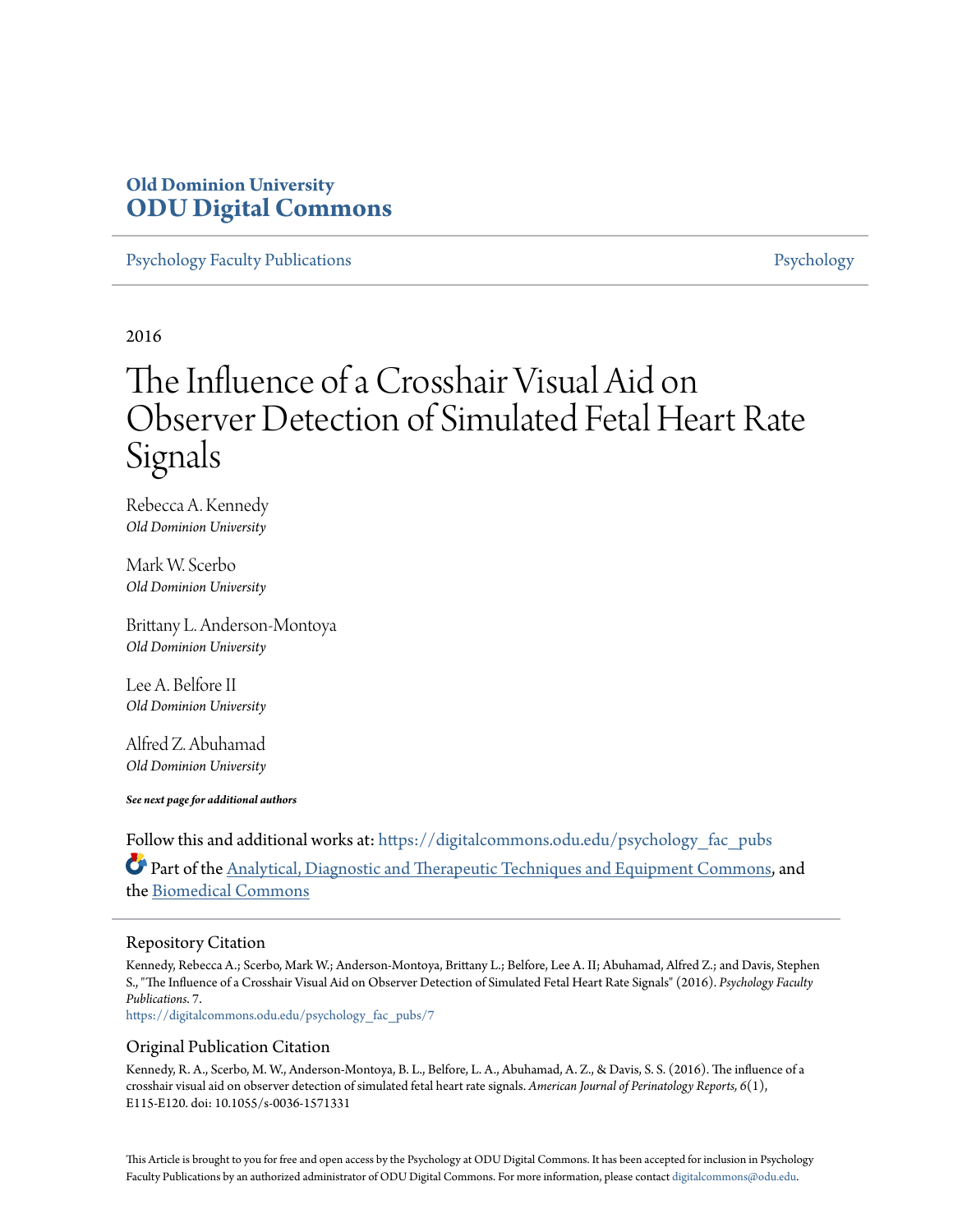Old Dominion University
**ODU Digital Commons**

Psychology Faculty Publications | Psychology

2016

# The Influence of a Crosshair Visual Aid on Observer Detection of Simulated Fetal Heart Rate Signals

Rebecca A. Kennedy
*Old Dominion University*

Mark W. Scerbo
*Old Dominion University*

Brittany L. Anderson-Montoya
*Old Dominion University*

Lee A. Belfore II
*Old Dominion University*

Alfred Z. Abuhamad
*Old Dominion University*

***See next page for additional authors***

Follow this and additional works at: https://digitalcommons.odu.edu/psychology_fac_pubs

Part of the Analytical, Diagnostic and Therapeutic Techniques and Equipment Commons, and the Biomedical Commons

## Repository Citation

Kennedy, Rebecca A.; Scerbo, Mark W.; Anderson-Montoya, Brittany L.; Belfore, Lee A. II; Abuhamad, Alfred Z.; and Davis, Stephen S., "The Influence of a Crosshair Visual Aid on Observer Detection of Simulated Fetal Heart Rate Signals" (2016). *Psychology Faculty Publications*. 7.
https://digitalcommons.odu.edu/psychology_fac_pubs/7

## Original Publication Citation

Kennedy, R. A., Scerbo, M. W., Anderson-Montoya, B. L., Belfore, L. A., Abuhamad, A. Z., & Davis, S. S. (2016). The influence of a crosshair visual aid on observer detection of simulated fetal heart rate signals. *American Journal of Perinatology Reports, 6*(1), E115-E120. doi: 10.1055/s-0036-1571331

This Article is brought to you for free and open access by the Psychology at ODU Digital Commons. It has been accepted for inclusion in Psychology Faculty Publications by an authorized administrator of ODU Digital Commons. For more information, please contact digitalcommons@odu.edu.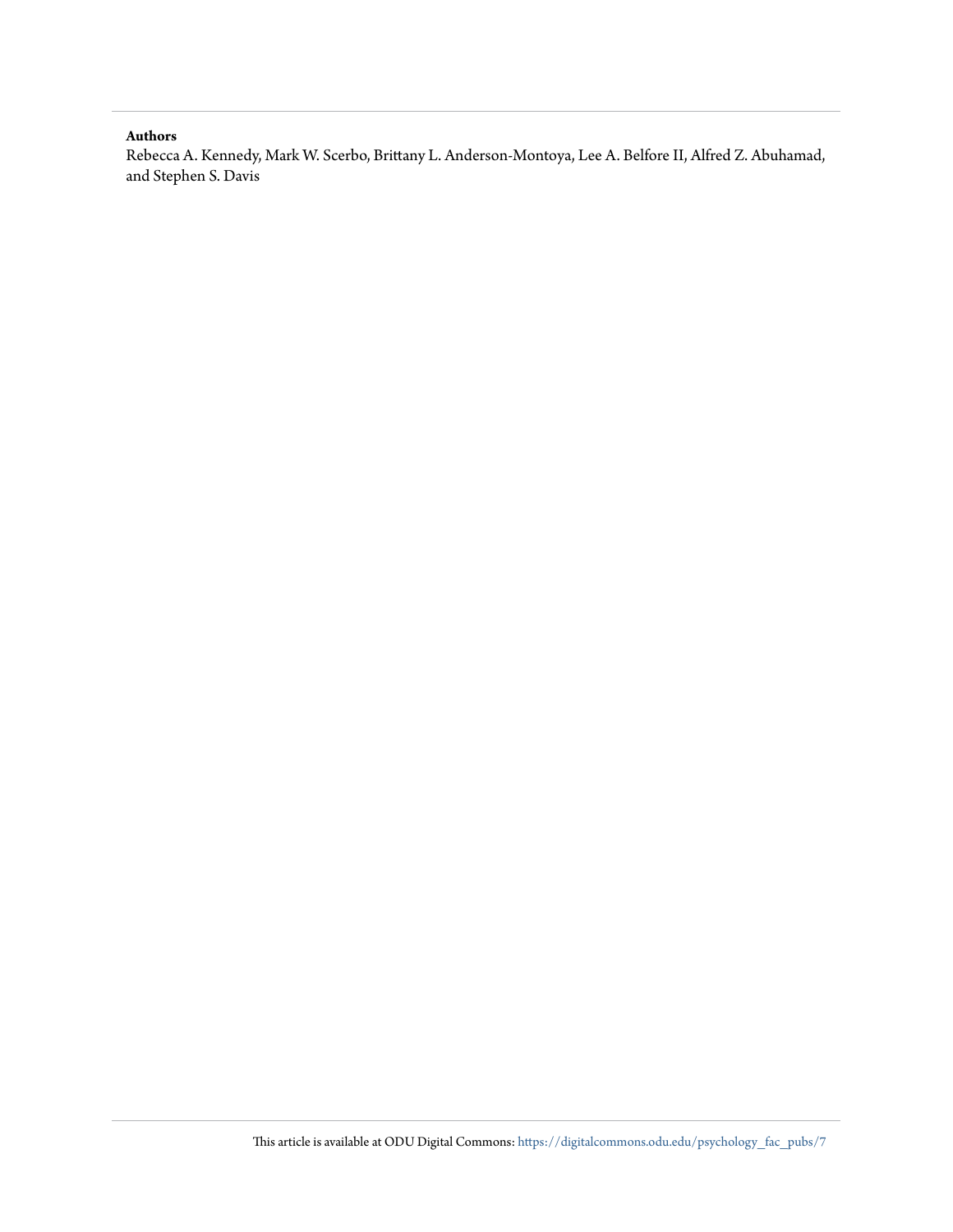**Authors**

Rebecca A. Kennedy, Mark W. Scerbo, Brittany L. Anderson-Montoya, Lee A. Belfore II, Alfred Z. Abuhamad, and Stephen S. Davis

This article is available at ODU Digital Commons: https://digitalcommons.odu.edu/psychology_fac_pubs/7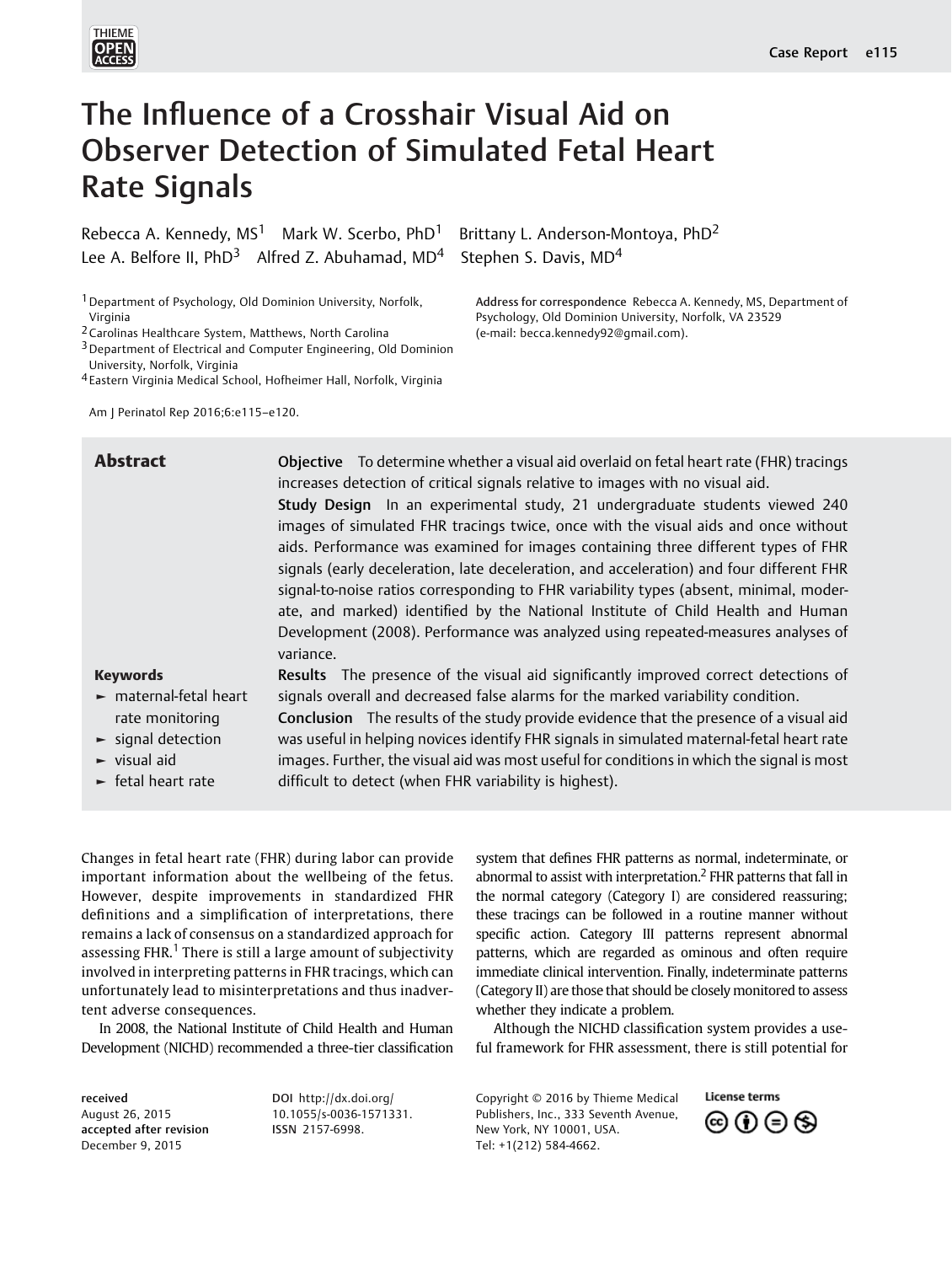# The Influence of a Crosshair Visual Aid on Observer Detection of Simulated Fetal Heart Rate Signals

Rebecca A. Kennedy, MS[1] Mark W. Scerbo, PhD[1] Brittany L. Anderson-Montoya, PhD[2] Lee A. Belfore II, PhD[3] Alfred Z. Abuhamad, MD[4] Stephen S. Davis, MD[4]

[1] Department of Psychology, Old Dominion University, Norfolk, Virginia
[2] Carolinas Healthcare System, Matthews, North Carolina
[3] Department of Electrical and Computer Engineering, Old Dominion University, Norfolk, Virginia
[4] Eastern Virginia Medical School, Hofheimer Hall, Norfolk, Virginia

Address for correspondence Rebecca A. Kennedy, MS, Department of Psychology, Old Dominion University, Norfolk, VA 23529 (e-mail: becca.kennedy92@gmail.com).

Am J Perinatol Rep 2016;6:e115–e120.

## Abstract

**Objective** To determine whether a visual aid overlaid on fetal heart rate (FHR) tracings increases detection of critical signals relative to images with no visual aid.

**Study Design** In an experimental study, 21 undergraduate students viewed 240 images of simulated FHR tracings twice, once with the visual aids and once without aids. Performance was examined for images containing three different types of FHR signals (early deceleration, late deceleration, and acceleration) and four different FHR signal-to-noise ratios corresponding to FHR variability types (absent, minimal, moderate, and marked) identified by the National Institute of Child Health and Human Development (2008). Performance was analyzed using repeated-measures analyses of variance.

**Results** The presence of the visual aid significantly improved correct detections of signals overall and decreased false alarms for the marked variability condition.

**Conclusion** The results of the study provide evidence that the presence of a visual aid was useful in helping novices identify FHR signals in simulated maternal-fetal heart rate images. Further, the visual aid was most useful for conditions in which the signal is most difficult to detect (when FHR variability is highest).

**Keywords**

- maternal-fetal heart rate monitoring
- signal detection
- visual aid
- fetal heart rate

Changes in fetal heart rate (FHR) during labor can provide important information about the wellbeing of the fetus. However, despite improvements in standardized FHR definitions and a simplification of interpretations, there remains a lack of consensus on a standardized approach for assessing FHR.[1] There is still a large amount of subjectivity involved in interpreting patterns in FHR tracings, which can unfortunately lead to misinterpretations and thus inadvertent adverse consequences.

In 2008, the National Institute of Child Health and Human Development (NICHD) recommended a three-tier classification system that defines FHR patterns as normal, indeterminate, or abnormal to assist with interpretation.[2] FHR patterns that fall in the normal category (Category I) are considered reassuring; these tracings can be followed in a routine manner without specific action. Category III patterns represent abnormal patterns, which are regarded as ominous and often require immediate clinical intervention. Finally, indeterminate patterns (Category II) are those that should be closely monitored to assess whether they indicate a problem.

Although the NICHD classification system provides a useful framework for FHR assessment, there is still potential for

received August 26, 2015
accepted after revision December 9, 2015

DOI http://dx.doi.org/10.1055/s-0036-1571331.
ISSN 2157-6998.

Copyright © 2016 by Thieme Medical Publishers, Inc., 333 Seventh Avenue, New York, NY 10001, USA. Tel: +1(212) 584-4662.

License terms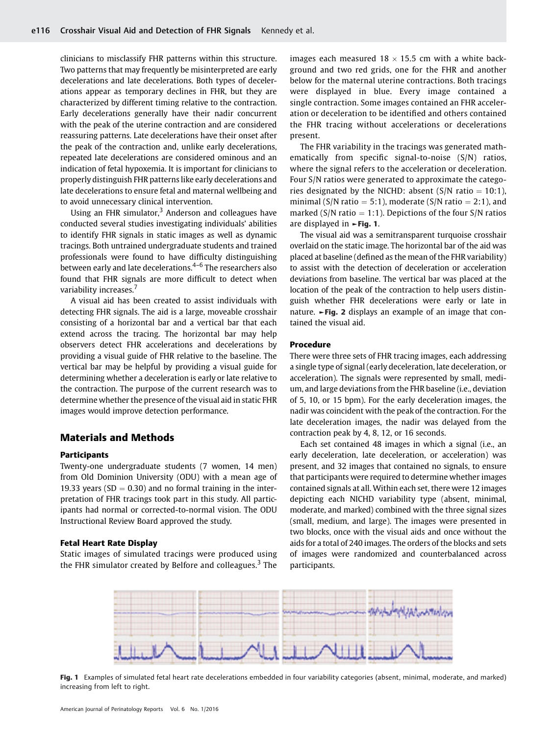clinicians to misclassify FHR patterns within this structure. Two patterns that may frequently be misinterpreted are early decelerations and late decelerations. Both types of decelerations appear as temporary declines in FHR, but they are characterized by different timing relative to the contraction. Early decelerations generally have their nadir concurrent with the peak of the uterine contraction and are considered reassuring patterns. Late decelerations have their onset after the peak of the contraction and, unlike early decelerations, repeated late decelerations are considered ominous and an indication of fetal hypoxemia. It is important for clinicians to properly distinguish FHR patterns like early decelerations and late decelerations to ensure fetal and maternal wellbeing and to avoid unnecessary clinical intervention.

Using an FHR simulator,[3] Anderson and colleagues have conducted several studies investigating individuals' abilities to identify FHR signals in static images as well as dynamic tracings. Both untrained undergraduate students and trained professionals were found to have difficulty distinguishing between early and late decelerations.[4–6] The researchers also found that FHR signals are more difficult to detect when variability increases.[7]

A visual aid has been created to assist individuals with detecting FHR signals. The aid is a large, moveable crosshair consisting of a horizontal bar and a vertical bar that each extend across the tracing. The horizontal bar may help observers detect FHR accelerations and decelerations by providing a visual guide of FHR relative to the baseline. The vertical bar may be helpful by providing a visual guide for determining whether a deceleration is early or late relative to the contraction. The purpose of the current research was to determine whether the presence of the visual aid in static FHR images would improve detection performance.

## Materials and Methods

### Participants

Twenty-one undergraduate students (7 women, 14 men) from Old Dominion University (ODU) with a mean age of 19.33 years (SD = 0.30) and no formal training in the interpretation of FHR tracings took part in this study. All participants had normal or corrected-to-normal vision. The ODU Instructional Review Board approved the study.

### Fetal Heart Rate Display

Static images of simulated tracings were produced using the FHR simulator created by Belfore and colleagues.[3] The images each measured $18 \times 15.5$ cm with a white background and two red grids, one for the FHR and another below for the maternal uterine contractions. Both tracings were displayed in blue. Every image contained a single contraction. Some images contained an FHR acceleration or deceleration to be identified and others contained the FHR tracing without accelerations or decelerations present.

The FHR variability in the tracings was generated mathematically from specific signal-to-noise (S/N) ratios, where the signal refers to the acceleration or deceleration. Four S/N ratios were generated to approximate the categories designated by the NICHD: absent (S/N ratio = 10:1), minimal (S/N ratio = 5:1), moderate (S/N ratio = 2:1), and marked (S/N ratio = 1:1). Depictions of the four S/N ratios are displayed in ►**Fig. 1**.

The visual aid was a semitransparent turquoise crosshair overlaid on the static image. The horizontal bar of the aid was placed at baseline (defined as the mean of the FHR variability) to assist with the detection of deceleration or acceleration deviations from baseline. The vertical bar was placed at the location of the peak of the contraction to help users distinguish whether FHR decelerations were early or late in nature. ►**Fig. 2** displays an example of an image that contained the visual aid.

### Procedure

There were three sets of FHR tracing images, each addressing a single type of signal (early deceleration, late deceleration, or acceleration). The signals were represented by small, medium, and large deviations from the FHR baseline (i.e., deviation of 5, 10, or 15 bpm). For the early deceleration images, the nadir was coincident with the peak of the contraction. For the late deceleration images, the nadir was delayed from the contraction peak by 4, 8, 12, or 16 seconds.

Each set contained 48 images in which a signal (i.e., an early deceleration, late deceleration, or acceleration) was present, and 32 images that contained no signals, to ensure that participants were required to determine whether images contained signals at all. Within each set, there were 12 images depicting each NICHD variability type (absent, minimal, moderate, and marked) combined with the three signal sizes (small, medium, and large). The images were presented in two blocks, once with the visual aids and once without the aids for a total of 240 images. The orders of the blocks and sets of images were randomized and counterbalanced across participants.

**Fig. 1** Examples of simulated fetal heart rate decelerations embedded in four variability categories (absent, minimal, moderate, and marked) increasing from left to right.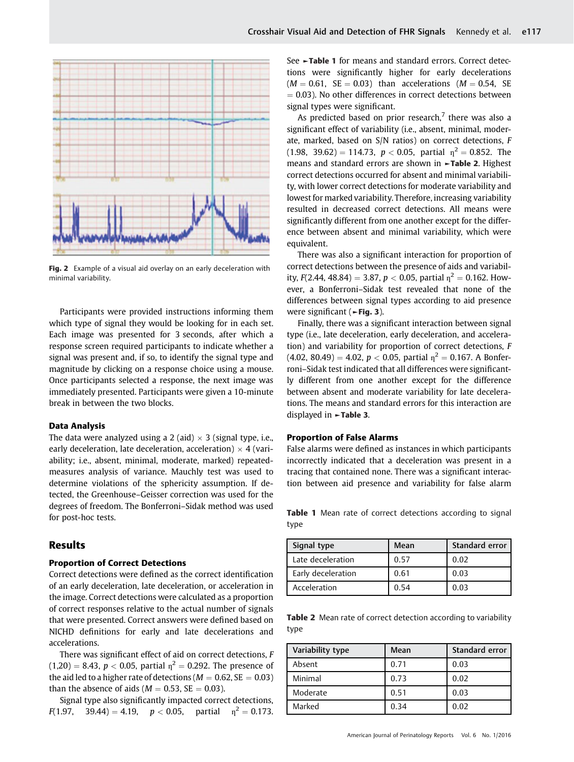Fig. 2 Example of a visual aid overlay on an early deceleration with minimal variability.

Participants were provided instructions informing them which type of signal they would be looking for in each set. Each image was presented for 3 seconds, after which a response screen required participants to indicate whether a signal was present and, if so, to identify the signal type and magnitude by clicking on a response choice using a mouse. Once participants selected a response, the next image was immediately presented. Participants were given a 10-minute break in between the two blocks.

### Data Analysis

The data were analyzed using a 2 (aid) × 3 (signal type, i.e., early deceleration, late deceleration, acceleration) × 4 (variability; i.e., absent, minimal, moderate, marked) repeated-measures analysis of variance. Mauchly test was used to determine violations of the sphericity assumption. If detected, the Greenhouse–Geisser correction was used for the degrees of freedom. The Bonferroni–Sidak method was used for post-hoc tests.

## Results

### Proportion of Correct Detections

Correct detections were defined as the correct identification of an early deceleration, late deceleration, or acceleration in the image. Correct detections were calculated as a proportion of correct responses relative to the actual number of signals that were presented. Correct answers were defined based on NICHD definitions for early and late decelerations and accelerations.

There was significant effect of aid on correct detections, $F(1,20) = 8.43$, $p < 0.05$, partial $\eta^2 = 0.292$. The presence of the aid led to a higher rate of detections ($M = 0.62$, $SE = 0.03$) than the absence of aids ($M = 0.53$, $SE = 0.03$).

Signal type also significantly impacted correct detections, $F(1.97, 39.44) = 4.19$, $p < 0.05$, partial $\eta^2 = 0.173$. See ►Table 1 for means and standard errors. Correct detections were significantly higher for early decelerations ($M = 0.61$, $SE = 0.03$) than accelerations ($M = 0.54$, $SE = 0.03$). No other differences in correct detections between signal types were significant.

As predicted based on prior research,[7] there was also a significant effect of variability (i.e., absent, minimal, moderate, marked, based on S/N ratios) on correct detections, $F(1.98, 39.62) = 114.73$, $p < 0.05$, partial $\eta^2 = 0.852$. The means and standard errors are shown in ►Table 2. Highest correct detections occurred for absent and minimal variability, with lower correct detections for moderate variability and lowest for marked variability. Therefore, increasing variability resulted in decreased correct detections. All means were significantly different from one another except for the difference between absent and minimal variability, which were equivalent.

There was also a significant interaction for proportion of correct detections between the presence of aids and variability, $F(2.44, 48.84) = 3.87$, $p < 0.05$, partial $\eta^2 = 0.162$. However, a Bonferroni–Sidak test revealed that none of the differences between signal types according to aid presence were significant (►Fig. 3).

Finally, there was a significant interaction between signal type (i.e., late deceleration, early deceleration, and acceleration) and variability for proportion of correct detections, $F(4.02, 80.49) = 4.02$, $p < 0.05$, partial $\eta^2 = 0.167$. A Bonferroni–Sidak test indicated that all differences were significantly different from one another except for the difference between absent and moderate variability for late decelerations. The means and standard errors for this interaction are displayed in ►Table 3.

### Proportion of False Alarms

False alarms were defined as instances in which participants incorrectly indicated that a deceleration was present in a tracing that contained none. There was a significant interaction between aid presence and variability for false alarm

Table 1 Mean rate of correct detections according to signal type

| Signal type | Mean | Standard error |
|---|---|---|
| Late deceleration | 0.57 | 0.02 |
| Early deceleration | 0.61 | 0.03 |
| Acceleration | 0.54 | 0.03 |

Table 2 Mean rate of correct detection according to variability type

| Variability type | Mean | Standard error |
|---|---|---|
| Absent | 0.71 | 0.03 |
| Minimal | 0.73 | 0.02 |
| Moderate | 0.51 | 0.03 |
| Marked | 0.34 | 0.02 |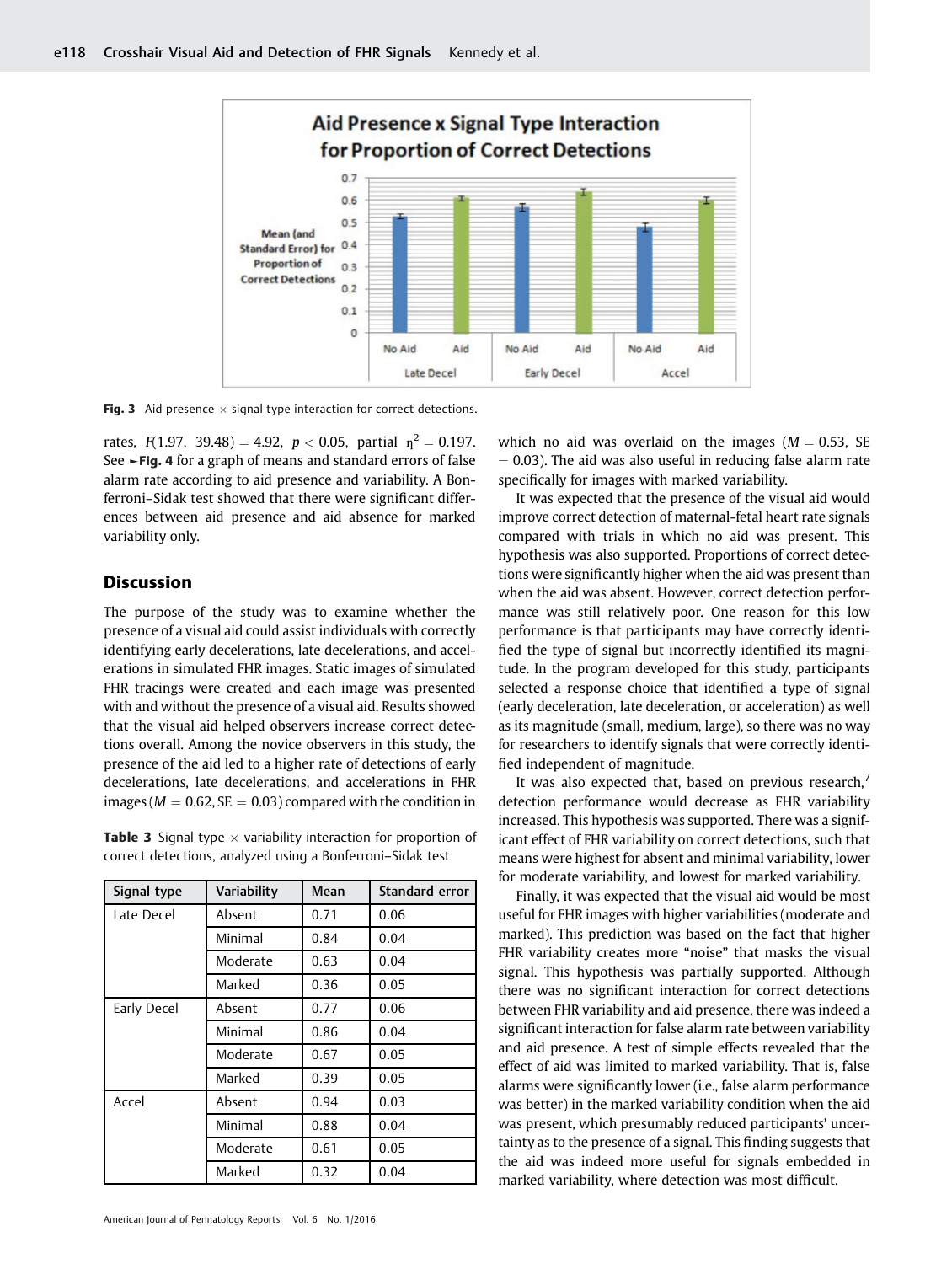Aid Presence x Signal Type Interaction for Proportion of Correct Detections

Mean (and Standard Error) for Proportion of Correct Detections

0.7
0.6
0.5
0.4
0.3
0.2
0.1
0

No Aid
Aid
No Aid
Aid
No Aid
Aid

Late Decel
Early Decel
Accel

**Fig. 3** Aid presence × signal type interaction for correct detections.

rates, $F(1.97, 39.48) = 4.92$, $p < 0.05$, partial $\eta^2 = 0.197$. See ►Fig. 4 for a graph of means and standard errors of false alarm rate according to aid presence and variability. A Bonferroni–Sidak test showed that there were significant differences between aid presence and aid absence for marked variability only.

## Discussion

The purpose of the study was to examine whether the presence of a visual aid could assist individuals with correctly identifying early decelerations, late decelerations, and accelerations in simulated FHR images. Static images of simulated FHR tracings were created and each image was presented with and without the presence of a visual aid. Results showed that the visual aid helped observers increase correct detections overall. Among the novice observers in this study, the presence of the aid led to a higher rate of detections of early decelerations, late decelerations, and accelerations in FHR images ($M = 0.62$, $SE = 0.03$) compared with the condition in which no aid was overlaid on the images ($M = 0.53$, $SE = 0.03$). The aid was also useful in reducing false alarm rate specifically for images with marked variability.

**Table 3** Signal type × variability interaction for proportion of correct detections, analyzed using a Bonferroni–Sidak test

| Signal type | Variability | Mean | Standard error |
|---|---|---|---|
| Late Decel | Absent | 0.71 | 0.06 |
| | Minimal | 0.84 | 0.04 |
| | Moderate | 0.63 | 0.04 |
| | Marked | 0.36 | 0.05 |
| Early Decel | Absent | 0.77 | 0.06 |
| | Minimal | 0.86 | 0.04 |
| | Moderate | 0.67 | 0.05 |
| | Marked | 0.39 | 0.05 |
| Accel | Absent | 0.94 | 0.03 |
| | Minimal | 0.88 | 0.04 |
| | Moderate | 0.61 | 0.05 |
| | Marked | 0.32 | 0.04 |

It was expected that the presence of the visual aid would improve correct detection of maternal-fetal heart rate signals compared with trials in which no aid was present. This hypothesis was also supported. Proportions of correct detections were significantly higher when the aid was present than when the aid was absent. However, correct detection performance was still relatively poor. One reason for this low performance is that participants may have correctly identified the type of signal but incorrectly identified its magnitude. In the program developed for this study, participants selected a response choice that identified a type of signal (early deceleration, late deceleration, or acceleration) as well as its magnitude (small, medium, large), so there was no way for researchers to identify signals that were correctly identified independent of magnitude.

It was also expected that, based on previous research,[7] detection performance would decrease as FHR variability increased. This hypothesis was supported. There was a significant effect of FHR variability on correct detections, such that means were highest for absent and minimal variability, lower for moderate variability, and lowest for marked variability.

Finally, it was expected that the visual aid would be most useful for FHR images with higher variabilities (moderate and marked). This prediction was based on the fact that higher FHR variability creates more "noise" that masks the visual signal. This hypothesis was partially supported. Although there was no significant interaction for correct detections between FHR variability and aid presence, there was indeed a significant interaction for false alarm rate between variability and aid presence. A test of simple effects revealed that the effect of aid was limited to marked variability. That is, false alarms were significantly lower (i.e., false alarm performance was better) in the marked variability condition when the aid was present, which presumably reduced participants' uncertainty as to the presence of a signal. This finding suggests that the aid was indeed more useful for signals embedded in marked variability, where detection was most difficult.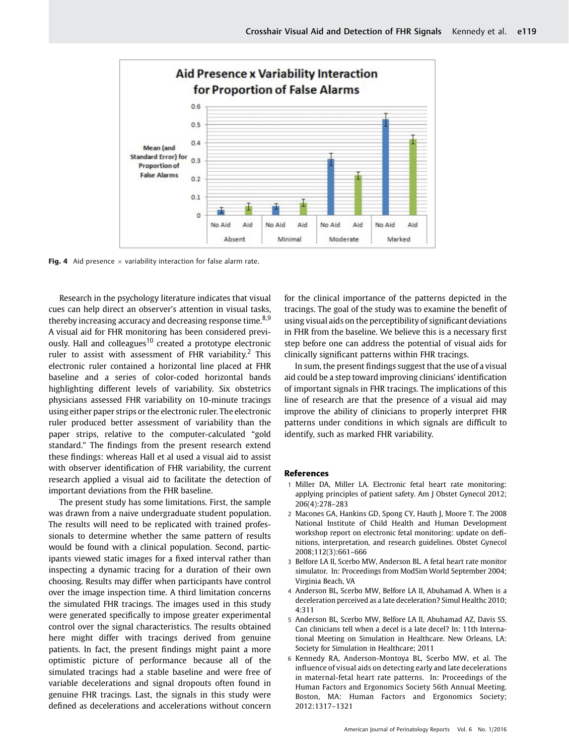Aid Presence x Variability Interaction for Proportion of False Alarms

Mean (and Standard Error) for Proportion of False Alarms

0.6
0.5
0.4
0.3
0.2
0.1
0

No Aid Aid No Aid Aid No Aid Aid No Aid Aid

Absent Minimal Moderate Marked

**Fig. 4** Aid presence × variability interaction for false alarm rate.

Research in the psychology literature indicates that visual cues can help direct an observer's attention in visual tasks, thereby increasing accuracy and decreasing response time.[8,9] A visual aid for FHR monitoring has been considered previously. Hall and colleagues[10] created a prototype electronic ruler to assist with assessment of FHR variability.[2] This electronic ruler contained a horizontal line placed at FHR baseline and a series of color-coded horizontal bands highlighting different levels of variability. Six obstetrics physicians assessed FHR variability on 10-minute tracings using either paper strips or the electronic ruler. The electronic ruler produced better assessment of variability than the paper strips, relative to the computer-calculated "gold standard." The findings from the present research extend these findings: whereas Hall et al used a visual aid to assist with observer identification of FHR variability, the current research applied a visual aid to facilitate the detection of important deviations from the FHR baseline.

The present study has some limitations. First, the sample was drawn from a naive undergraduate student population. The results will need to be replicated with trained professionals to determine whether the same pattern of results would be found with a clinical population. Second, participants viewed static images for a fixed interval rather than inspecting a dynamic tracing for a duration of their own choosing. Results may differ when participants have control over the image inspection time. A third limitation concerns the simulated FHR tracings. The images used in this study were generated specifically to impose greater experimental control over the signal characteristics. The results obtained here might differ with tracings derived from genuine patients. In fact, the present findings might paint a more optimistic picture of performance because all of the simulated tracings had a stable baseline and were free of variable decelerations and signal dropouts often found in genuine FHR tracings. Last, the signals in this study were defined as decelerations and accelerations without concern for the clinical importance of the patterns depicted in the tracings. The goal of the study was to examine the benefit of using visual aids on the perceptibility of significant deviations in FHR from the baseline. We believe this is a necessary first step before one can address the potential of visual aids for clinically significant patterns within FHR tracings.

In sum, the present findings suggest that the use of a visual aid could be a step toward improving clinicians' identification of important signals in FHR tracings. The implications of this line of research are that the presence of a visual aid may improve the ability of clinicians to properly interpret FHR patterns under conditions in which signals are difficult to identify, such as marked FHR variability.

## References

1. Miller DA, Miller LA. Electronic fetal heart rate monitoring: applying principles of patient safety. Am J Obstet Gynecol 2012; 206(4):278–283
2. Macones GA, Hankins GD, Spong CY, Hauth J, Moore T. The 2008 National Institute of Child Health and Human Development workshop report on electronic fetal monitoring: update on definitions, interpretation, and research guidelines. Obstet Gynecol 2008;112(3):661–666
3. Belfore LA II, Scerbo MW, Anderson BL. A fetal heart rate monitor simulator. In: Proceedings from ModSim World September 2004; Virginia Beach, VA
4. Anderson BL, Scerbo MW, Belfore LA II, Abuhamad A. When is a deceleration perceived as a late deceleration? Simul Healthc 2010; 4:311
5. Anderson BL, Scerbo MW, Belfore LA II, Abuhamad AZ, Davis SS. Can clinicians tell when a decel is a late decel? In: 11th International Meeting on Simulation in Healthcare. New Orleans, LA: Society for Simulation in Healthcare; 2011
6. Kennedy RA, Anderson-Montoya BL, Scerbo MW, et al. The influence of visual aids on detecting early and late decelerations in maternal-fetal heart rate patterns. In: Proceedings of the Human Factors and Ergonomics Society 56th Annual Meeting. Boston, MA: Human Factors and Ergonomics Society; 2012:1317–1321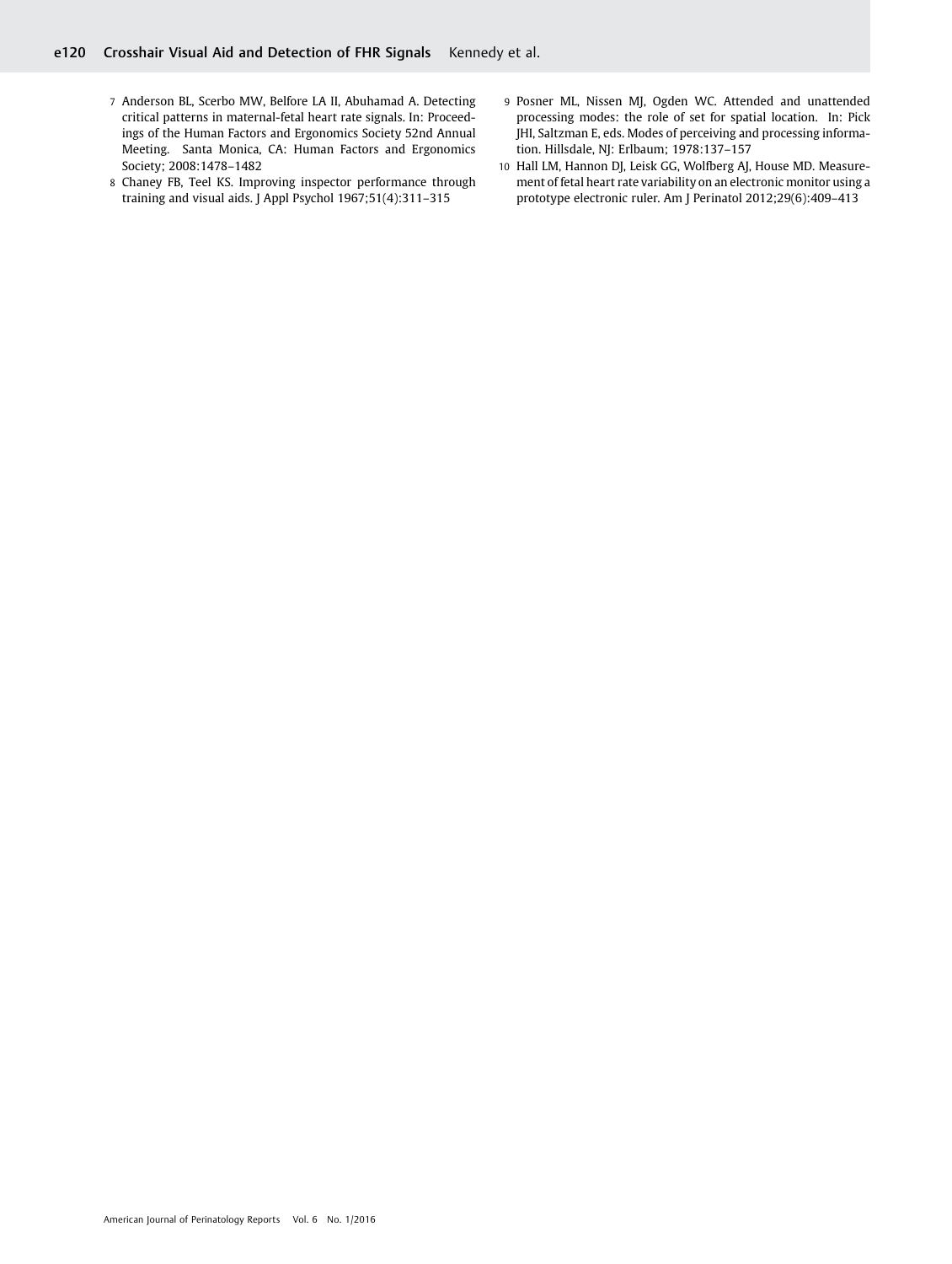7 Anderson BL, Scerbo MW, Belfore LA II, Abuhamad A. Detecting critical patterns in maternal-fetal heart rate signals. In: Proceedings of the Human Factors and Ergonomics Society 52nd Annual Meeting. Santa Monica, CA: Human Factors and Ergonomics Society; 2008:1478–1482

8 Chaney FB, Teel KS. Improving inspector performance through training and visual aids. J Appl Psychol 1967;51(4):311–315

9 Posner ML, Nissen MJ, Ogden WC. Attended and unattended processing modes: the role of set for spatial location. In: Pick JHI, Saltzman E, eds. Modes of perceiving and processing information. Hillsdale, NJ: Erlbaum; 1978:137–157

10 Hall LM, Hannon DJ, Leisk GG, Wolfberg AJ, House MD. Measurement of fetal heart rate variability on an electronic monitor using a prototype electronic ruler. Am J Perinatol 2012;29(6):409–413